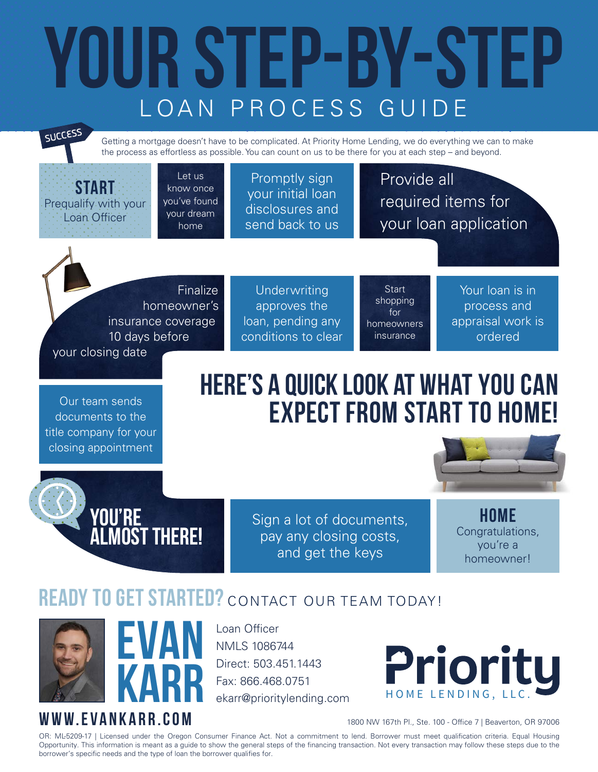# YOUR STEP-BY-STEP

## LOAN PROCESS GUIDE

SUCCESS

Getting a mortgage doesn't have to be complicated. At Priority Home Lending, we do everything we can to make the process as effortless as possible. You can count on us to be there for you at each step – and beyond.

**START**
Prequalify with your Loan Officer

Let us know once you've found your dream home

Promptly sign your initial loan disclosures and send back to us

Provide all required items for your loan application

Your loan is in process and appraisal work is ordered

Start shopping for homeowners insurance

Underwriting approves the loan, pending any conditions to clear

Finalize homeowner's insurance coverage 10 days before your closing date

Our team sends documents to the title company for your closing appointment

**YOU'RE ALMOST THERE!**

Sign a lot of documents, pay any closing costs, and get the keys

**HOME**
Congratulations, you're a homeowner!

## HERE'S A QUICK LOOK AT WHAT YOU CAN EXPECT FROM START TO HOME!

## READY TO GET STARTED? CONTACT OUR TEAM TODAY!

**EVAN KARR**

Loan Officer
NMLS 1086744
Direct: 503.451.1443
Fax: 866.468.0751
ekarr@prioritylending.com

**WWW.EVANKARR.COM**

**Priority** HOME LENDING, LLC.

1800 NW 167th Pl., Ste. 100 - Office 7 | Beaverton, OR 97006

OR: ML-5209-17 | Licensed under the Oregon Consumer Finance Act. Not a commitment to lend. Borrower must meet qualification criteria. Equal Housing Opportunity. This information is meant as a guide to show the general steps of the financing transaction. Not every transaction may follow these steps due to the borrower's specific needs and the type of loan the borrower qualifies for.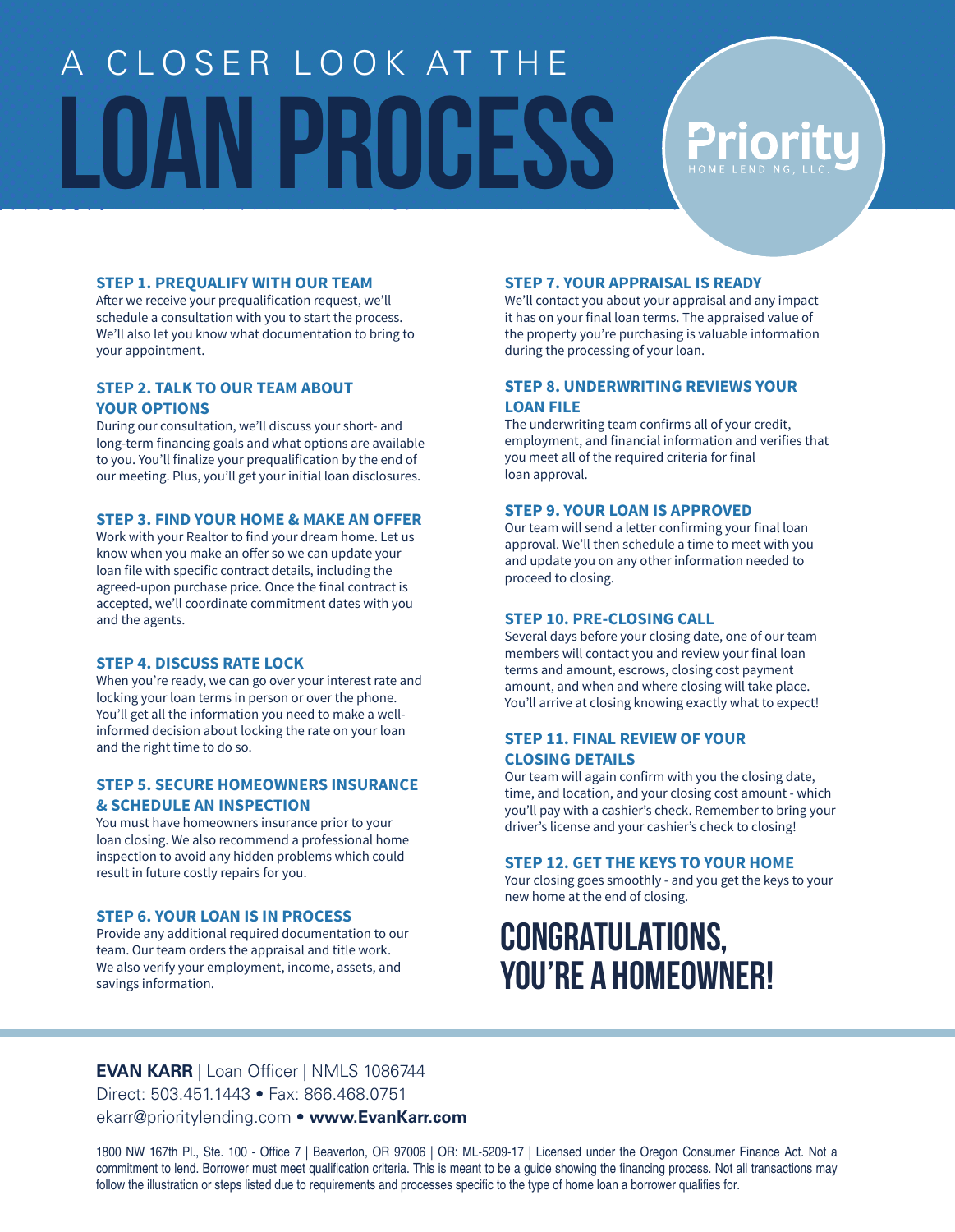# A CLOSER LOOK AT THE LOAN PROCESS

Priority
HOME LENDING, LLC.

### STEP 1. PREQUALIFY WITH OUR TEAM

After we receive your prequalification request, we'll schedule a consultation with you to start the process. We'll also let you know what documentation to bring to your appointment.

### STEP 2. TALK TO OUR TEAM ABOUT YOUR OPTIONS

During our consultation, we'll discuss your short- and long-term financing goals and what options are available to you. You'll finalize your prequalification by the end of our meeting. Plus, you'll get your initial loan disclosures.

### STEP 3. FIND YOUR HOME & MAKE AN OFFER

Work with your Realtor to find your dream home. Let us know when you make an offer so we can update your loan file with specific contract details, including the agreed-upon purchase price. Once the final contract is accepted, we'll coordinate commitment dates with you and the agents.

### STEP 4. DISCUSS RATE LOCK

When you're ready, we can go over your interest rate and locking your loan terms in person or over the phone. You'll get all the information you need to make a well-informed decision about locking the rate on your loan and the right time to do so.

### STEP 5. SECURE HOMEOWNERS INSURANCE & SCHEDULE AN INSPECTION

You must have homeowners insurance prior to your loan closing. We also recommend a professional home inspection to avoid any hidden problems which could result in future costly repairs for you.

### STEP 6. YOUR LOAN IS IN PROCESS

Provide any additional required documentation to our team. Our team orders the appraisal and title work. We also verify your employment, income, assets, and savings information.

### STEP 7. YOUR APPRAISAL IS READY

We'll contact you about your appraisal and any impact it has on your final loan terms. The appraised value of the property you're purchasing is valuable information during the processing of your loan.

### STEP 8. UNDERWRITING REVIEWS YOUR LOAN FILE

The underwriting team confirms all of your credit, employment, and financial information and verifies that you meet all of the required criteria for final loan approval.

### STEP 9. YOUR LOAN IS APPROVED

Our team will send a letter confirming your final loan approval. We'll then schedule a time to meet with you and update you on any other information needed to proceed to closing.

### STEP 10. PRE-CLOSING CALL

Several days before your closing date, one of our team members will contact you and review your final loan terms and amount, escrows, closing cost payment amount, and when and where closing will take place. You'll arrive at closing knowing exactly what to expect!

### STEP 11. FINAL REVIEW OF YOUR CLOSING DETAILS

Our team will again confirm with you the closing date, time, and location, and your closing cost amount - which you'll pay with a cashier's check. Remember to bring your driver's license and your cashier's check to closing!

### STEP 12. GET THE KEYS TO YOUR HOME

Your closing goes smoothly - and you get the keys to your new home at the end of closing.

## CONGRATULATIONS, YOU'RE A HOMEOWNER!

**EVAN KARR** | Loan Officer | NMLS 1086744
Direct: 503.451.1443 • Fax: 866.468.0751
ekarr@prioritylending.com • **www.EvanKarr.com**

1800 NW 167th Pl., Ste. 100 - Office 7 | Beaverton, OR 97006 | OR: ML-5209-17 | Licensed under the Oregon Consumer Finance Act. Not a commitment to lend. Borrower must meet qualification criteria. This is meant to be a guide showing the financing process. Not all transactions may follow the illustration or steps listed due to requirements and processes specific to the type of home loan a borrower qualifies for.